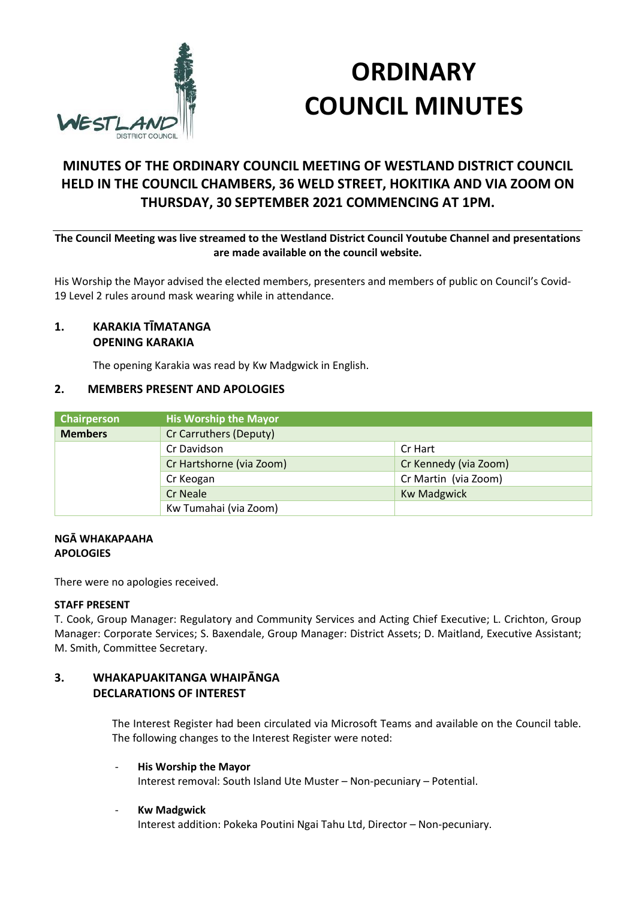# ORDINARY COUNCIL MINUTES

## MINUTES OF THE ORDINARY COUNCIL MEETING OF WESTLAND DISTRICT COUNCIL HELD IN THE COUNCIL CHAMBERS, 36 WELD STREET, HOKITIKA AND VIA ZOOM ON THURSDAY, 30 SEPTEMBER 2021 COMMENCING AT 1PM.

**The Council Meeting was live streamed to the Westland District Council Youtube Channel and presentations are made available on the council website.**

His Worship the Mayor advised the elected members, presenters and members of public on Council's Covid-19 Level 2 rules around mask wearing while in attendance.

### 1. KARAKIA TĪMATANGA OPENING KARAKIA

The opening Karakia was read by Kw Madgwick in English.

### 2. MEMBERS PRESENT AND APOLOGIES

| Chairperson | His Worship the Mayor | |
|---|---|---|
| **Members** | Cr Carruthers (Deputy) | |
| | Cr Davidson | Cr Hart |
| | Cr Hartshorne (via Zoom) | Cr Kennedy (via Zoom) |
| | Cr Keogan | Cr Martin (via Zoom) |
| | Cr Neale | Kw Madgwick |
| | Kw Tumahai (via Zoom) | |

**NGĀ WHAKAPAAHA**
**APOLOGIES**

There were no apologies received.

**STAFF PRESENT**

T. Cook, Group Manager: Regulatory and Community Services and Acting Chief Executive; L. Crichton, Group Manager: Corporate Services; S. Baxendale, Group Manager: District Assets; D. Maitland, Executive Assistant; M. Smith, Committee Secretary.

### 3. WHAKAPUAKITANGA WHAIPĀNGA DECLARATIONS OF INTEREST

The Interest Register had been circulated via Microsoft Teams and available on the Council table. The following changes to the Interest Register were noted:

- **His Worship the Mayor**
  Interest removal: South Island Ute Muster – Non-pecuniary – Potential.

- **Kw Madgwick**
  Interest addition: Pokeka Poutini Ngai Tahu Ltd, Director – Non-pecuniary.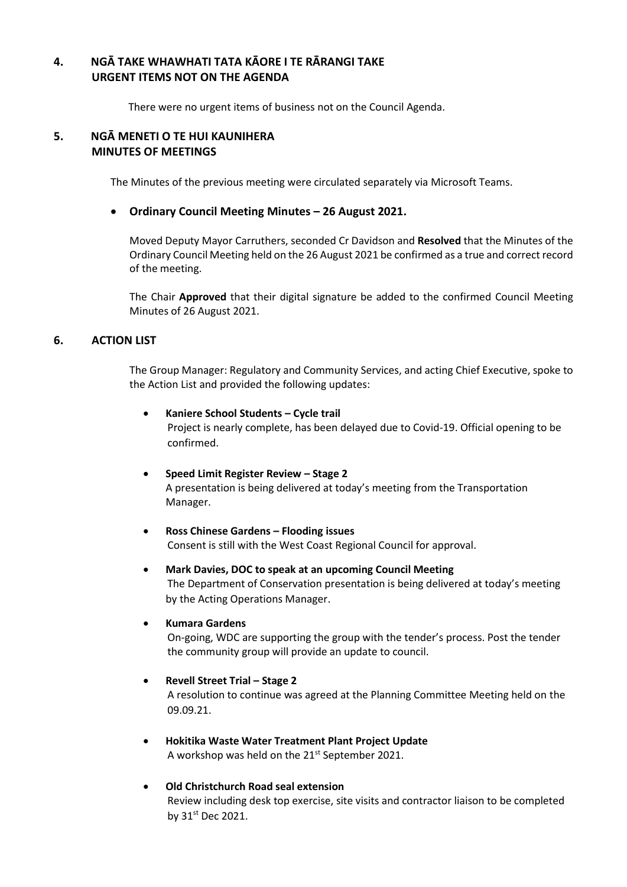## 4. NGĀ TAKE WHAWHATI TATA KĀORE I TE RĀRANGI TAKE
## URGENT ITEMS NOT ON THE AGENDA

There were no urgent items of business not on the Council Agenda.

## 5. NGĀ MENETI O TE HUI KAUNIHERA
## MINUTES OF MEETINGS

The Minutes of the previous meeting were circulated separately via Microsoft Teams.

- **Ordinary Council Meeting Minutes – 26 August 2021.**

  Moved Deputy Mayor Carruthers, seconded Cr Davidson and **Resolved** that the Minutes of the Ordinary Council Meeting held on the 26 August 2021 be confirmed as a true and correct record of the meeting.

  The Chair **Approved** that their digital signature be added to the confirmed Council Meeting Minutes of 26 August 2021.

## 6. ACTION LIST

The Group Manager: Regulatory and Community Services, and acting Chief Executive, spoke to the Action List and provided the following updates:

- **Kaniere School Students – Cycle trail**
  Project is nearly complete, has been delayed due to Covid-19. Official opening to be confirmed.

- **Speed Limit Register Review – Stage 2**
  A presentation is being delivered at today's meeting from the Transportation Manager.

- **Ross Chinese Gardens – Flooding issues**
  Consent is still with the West Coast Regional Council for approval.

- **Mark Davies, DOC to speak at an upcoming Council Meeting**
  The Department of Conservation presentation is being delivered at today's meeting by the Acting Operations Manager.

- **Kumara Gardens**
  On-going, WDC are supporting the group with the tender's process. Post the tender the community group will provide an update to council.

- **Revell Street Trial – Stage 2**
  A resolution to continue was agreed at the Planning Committee Meeting held on the 09.09.21.

- **Hokitika Waste Water Treatment Plant Project Update**
  A workshop was held on the 21st September 2021.

- **Old Christchurch Road seal extension**
  Review including desk top exercise, site visits and contractor liaison to be completed by 31st Dec 2021.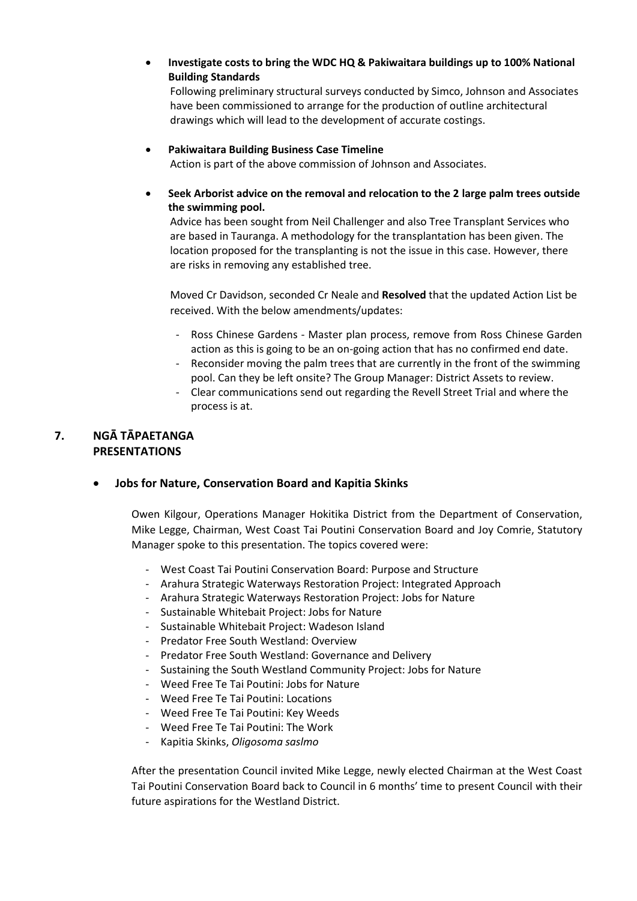- **Investigate costs to bring the WDC HQ & Pakiwaitara buildings up to 100% National Building Standards**

  Following preliminary structural surveys conducted by Simco, Johnson and Associates have been commissioned to arrange for the production of outline architectural drawings which will lead to the development of accurate costings.

- **Pakiwaitara Building Business Case Timeline**

  Action is part of the above commission of Johnson and Associates.

- **Seek Arborist advice on the removal and relocation to the 2 large palm trees outside the swimming pool.**

  Advice has been sought from Neil Challenger and also Tree Transplant Services who are based in Tauranga. A methodology for the transplantation has been given. The location proposed for the transplanting is not the issue in this case. However, there are risks in removing any established tree.

  Moved Cr Davidson, seconded Cr Neale and **Resolved** that the updated Action List be received. With the below amendments/updates:

  - Ross Chinese Gardens - Master plan process, remove from Ross Chinese Garden action as this is going to be an on-going action that has no confirmed end date.
  - Reconsider moving the palm trees that are currently in the front of the swimming pool. Can they be left onsite? The Group Manager: District Assets to review.
  - Clear communications send out regarding the Revell Street Trial and where the process is at.

## 7. NGĀ TĀPAETANGA PRESENTATIONS

- **Jobs for Nature, Conservation Board and Kapitia Skinks**

  Owen Kilgour, Operations Manager Hokitika District from the Department of Conservation, Mike Legge, Chairman, West Coast Tai Poutini Conservation Board and Joy Comrie, Statutory Manager spoke to this presentation. The topics covered were:

  - West Coast Tai Poutini Conservation Board: Purpose and Structure
  - Arahura Strategic Waterways Restoration Project: Integrated Approach
  - Arahura Strategic Waterways Restoration Project: Jobs for Nature
  - Sustainable Whitebait Project: Jobs for Nature
  - Sustainable Whitebait Project: Wadeson Island
  - Predator Free South Westland: Overview
  - Predator Free South Westland: Governance and Delivery
  - Sustaining the South Westland Community Project: Jobs for Nature
  - Weed Free Te Tai Poutini: Jobs for Nature
  - Weed Free Te Tai Poutini: Locations
  - Weed Free Te Tai Poutini: Key Weeds
  - Weed Free Te Tai Poutini: The Work
  - Kapitia Skinks, *Oligosoma saslmo*

  After the presentation Council invited Mike Legge, newly elected Chairman at the West Coast Tai Poutini Conservation Board back to Council in 6 months' time to present Council with their future aspirations for the Westland District.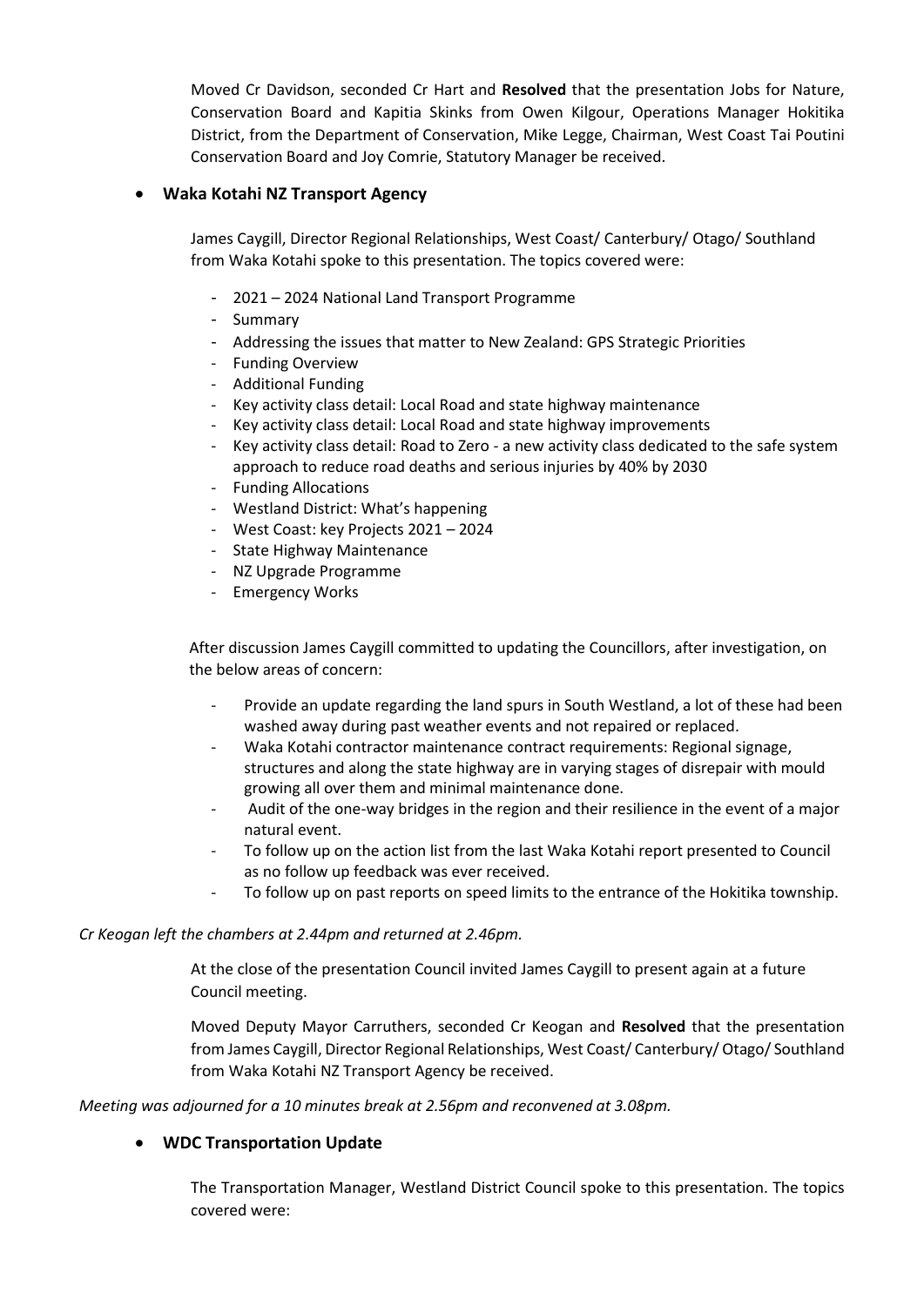Moved Cr Davidson, seconded Cr Hart and **Resolved** that the presentation Jobs for Nature, Conservation Board and Kapitia Skinks from Owen Kilgour, Operations Manager Hokitika District, from the Department of Conservation, Mike Legge, Chairman, West Coast Tai Poutini Conservation Board and Joy Comrie, Statutory Manager be received.

- **Waka Kotahi NZ Transport Agency**

James Caygill, Director Regional Relationships, West Coast/ Canterbury/ Otago/ Southland from Waka Kotahi spoke to this presentation. The topics covered were:

- 2021 – 2024 National Land Transport Programme
- Summary
- Addressing the issues that matter to New Zealand: GPS Strategic Priorities
- Funding Overview
- Additional Funding
- Key activity class detail: Local Road and state highway maintenance
- Key activity class detail: Local Road and state highway improvements
- Key activity class detail: Road to Zero - a new activity class dedicated to the safe system approach to reduce road deaths and serious injuries by 40% by 2030
- Funding Allocations
- Westland District: What's happening
- West Coast: key Projects 2021 – 2024
- State Highway Maintenance
- NZ Upgrade Programme
- Emergency Works

After discussion James Caygill committed to updating the Councillors, after investigation, on the below areas of concern:

- Provide an update regarding the land spurs in South Westland, a lot of these had been washed away during past weather events and not repaired or replaced.
- Waka Kotahi contractor maintenance contract requirements: Regional signage, structures and along the state highway are in varying stages of disrepair with mould growing all over them and minimal maintenance done.
- Audit of the one-way bridges in the region and their resilience in the event of a major natural event.
- To follow up on the action list from the last Waka Kotahi report presented to Council as no follow up feedback was ever received.
- To follow up on past reports on speed limits to the entrance of the Hokitika township.

*Cr Keogan left the chambers at 2.44pm and returned at 2.46pm.*

At the close of the presentation Council invited James Caygill to present again at a future Council meeting.

Moved Deputy Mayor Carruthers, seconded Cr Keogan and **Resolved** that the presentation from James Caygill, Director Regional Relationships, West Coast/ Canterbury/ Otago/ Southland from Waka Kotahi NZ Transport Agency be received.

*Meeting was adjourned for a 10 minutes break at 2.56pm and reconvened at 3.08pm.*

- **WDC Transportation Update**

The Transportation Manager, Westland District Council spoke to this presentation. The topics covered were: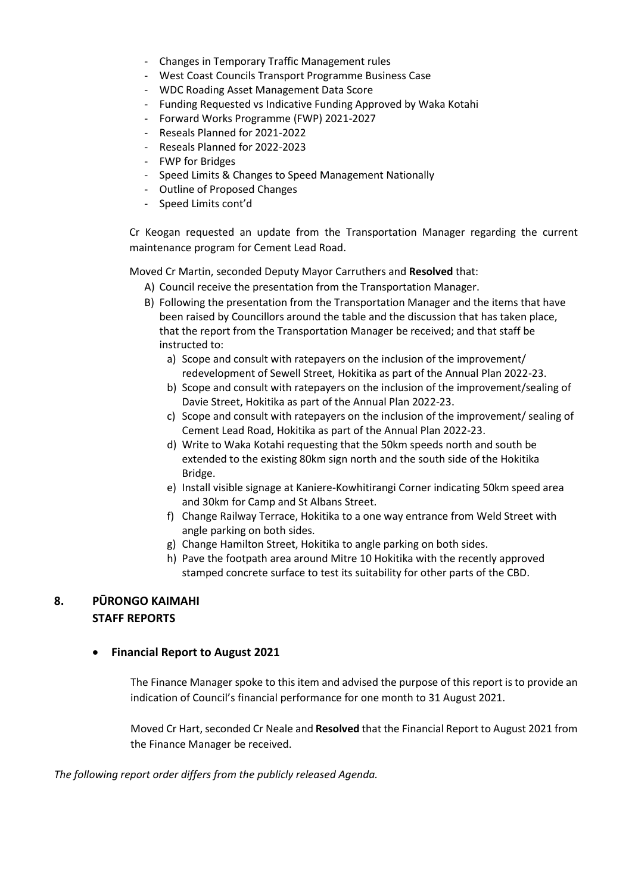- Changes in Temporary Traffic Management rules
- West Coast Councils Transport Programme Business Case
- WDC Roading Asset Management Data Score
- Funding Requested vs Indicative Funding Approved by Waka Kotahi
- Forward Works Programme (FWP) 2021-2027
- Reseals Planned for 2021-2022
- Reseals Planned for 2022-2023
- FWP for Bridges
- Speed Limits & Changes to Speed Management Nationally
- Outline of Proposed Changes
- Speed Limits cont'd

Cr Keogan requested an update from the Transportation Manager regarding the current maintenance program for Cement Lead Road.

Moved Cr Martin, seconded Deputy Mayor Carruthers and **Resolved** that:

A) Council receive the presentation from the Transportation Manager.
B) Following the presentation from the Transportation Manager and the items that have been raised by Councillors around the table and the discussion that has taken place, that the report from the Transportation Manager be received; and that staff be instructed to:
   a) Scope and consult with ratepayers on the inclusion of the improvement/ redevelopment of Sewell Street, Hokitika as part of the Annual Plan 2022-23.
   b) Scope and consult with ratepayers on the inclusion of the improvement/sealing of Davie Street, Hokitika as part of the Annual Plan 2022-23.
   c) Scope and consult with ratepayers on the inclusion of the improvement/ sealing of Cement Lead Road, Hokitika as part of the Annual Plan 2022-23.
   d) Write to Waka Kotahi requesting that the 50km speeds north and south be extended to the existing 80km sign north and the south side of the Hokitika Bridge.
   e) Install visible signage at Kaniere-Kowhitirangi Corner indicating 50km speed area and 30km for Camp and St Albans Street.
   f) Change Railway Terrace, Hokitika to a one way entrance from Weld Street with angle parking on both sides.
   g) Change Hamilton Street, Hokitika to angle parking on both sides.
   h) Pave the footpath area around Mitre 10 Hokitika with the recently approved stamped concrete surface to test its suitability for other parts of the CBD.

## 8. PŪRONGO KAIMAHI STAFF REPORTS

- **Financial Report to August 2021**

The Finance Manager spoke to this item and advised the purpose of this report is to provide an indication of Council's financial performance for one month to 31 August 2021.

Moved Cr Hart, seconded Cr Neale and **Resolved** that the Financial Report to August 2021 from the Finance Manager be received.

*The following report order differs from the publicly released Agenda.*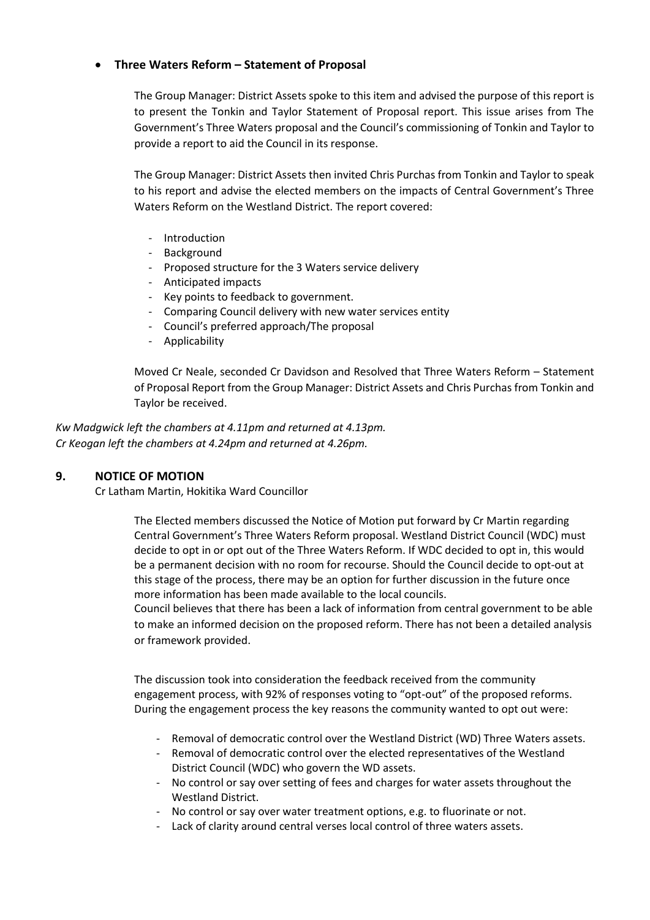- **Three Waters Reform – Statement of Proposal**

The Group Manager: District Assets spoke to this item and advised the purpose of this report is to present the Tonkin and Taylor Statement of Proposal report. This issue arises from The Government's Three Waters proposal and the Council's commissioning of Tonkin and Taylor to provide a report to aid the Council in its response.

The Group Manager: District Assets then invited Chris Purchas from Tonkin and Taylor to speak to his report and advise the elected members on the impacts of Central Government's Three Waters Reform on the Westland District. The report covered:

- Introduction
- Background
- Proposed structure for the 3 Waters service delivery
- Anticipated impacts
- Key points to feedback to government.
- Comparing Council delivery with new water services entity
- Council's preferred approach/The proposal
- Applicability

Moved Cr Neale, seconded Cr Davidson and Resolved that Three Waters Reform – Statement of Proposal Report from the Group Manager: District Assets and Chris Purchas from Tonkin and Taylor be received.

*Kw Madgwick left the chambers at 4.11pm and returned at 4.13pm.*
*Cr Keogan left the chambers at 4.24pm and returned at 4.26pm.*

## 9. NOTICE OF MOTION

Cr Latham Martin, Hokitika Ward Councillor

The Elected members discussed the Notice of Motion put forward by Cr Martin regarding Central Government's Three Waters Reform proposal. Westland District Council (WDC) must decide to opt in or opt out of the Three Waters Reform. If WDC decided to opt in, this would be a permanent decision with no room for recourse. Should the Council decide to opt-out at this stage of the process, there may be an option for further discussion in the future once more information has been made available to the local councils.

Council believes that there has been a lack of information from central government to be able to make an informed decision on the proposed reform. There has not been a detailed analysis or framework provided.

The discussion took into consideration the feedback received from the community engagement process, with 92% of responses voting to "opt-out" of the proposed reforms. During the engagement process the key reasons the community wanted to opt out were:

- Removal of democratic control over the Westland District (WD) Three Waters assets.
- Removal of democratic control over the elected representatives of the Westland District Council (WDC) who govern the WD assets.
- No control or say over setting of fees and charges for water assets throughout the Westland District.
- No control or say over water treatment options, e.g. to fluorinate or not.
- Lack of clarity around central verses local control of three waters assets.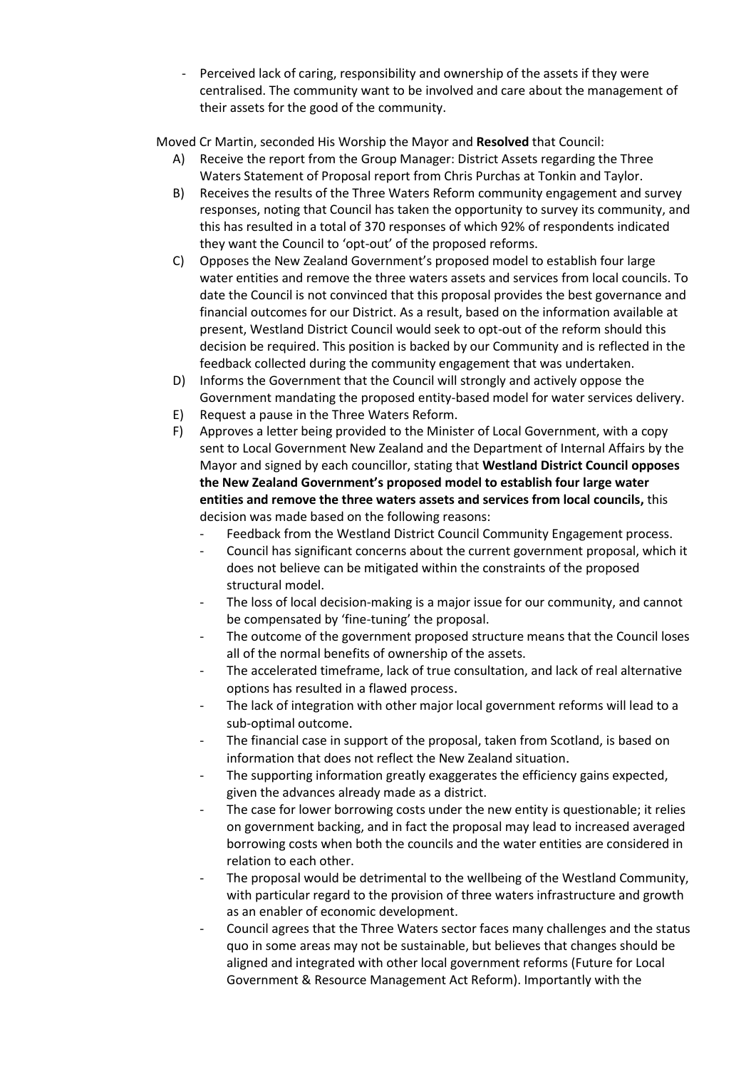- Perceived lack of caring, responsibility and ownership of the assets if they were centralised. The community want to be involved and care about the management of their assets for the good of the community.

Moved Cr Martin, seconded His Worship the Mayor and **Resolved** that Council:

A) Receive the report from the Group Manager: District Assets regarding the Three Waters Statement of Proposal report from Chris Purchas at Tonkin and Taylor.
B) Receives the results of the Three Waters Reform community engagement and survey responses, noting that Council has taken the opportunity to survey its community, and this has resulted in a total of 370 responses of which 92% of respondents indicated they want the Council to 'opt-out' of the proposed reforms.
C) Opposes the New Zealand Government's proposed model to establish four large water entities and remove the three waters assets and services from local councils. To date the Council is not convinced that this proposal provides the best governance and financial outcomes for our District. As a result, based on the information available at present, Westland District Council would seek to opt-out of the reform should this decision be required. This position is backed by our Community and is reflected in the feedback collected during the community engagement that was undertaken.
D) Informs the Government that the Council will strongly and actively oppose the Government mandating the proposed entity-based model for water services delivery.
E) Request a pause in the Three Waters Reform.
F) Approves a letter being provided to the Minister of Local Government, with a copy sent to Local Government New Zealand and the Department of Internal Affairs by the Mayor and signed by each councillor, stating that **Westland District Council opposes the New Zealand Government's proposed model to establish four large water entities and remove the three waters assets and services from local councils,** this decision was made based on the following reasons:
    - Feedback from the Westland District Council Community Engagement process.
    - Council has significant concerns about the current government proposal, which it does not believe can be mitigated within the constraints of the proposed structural model.
    - The loss of local decision-making is a major issue for our community, and cannot be compensated by 'fine-tuning' the proposal.
    - The outcome of the government proposed structure means that the Council loses all of the normal benefits of ownership of the assets.
    - The accelerated timeframe, lack of true consultation, and lack of real alternative options has resulted in a flawed process.
    - The lack of integration with other major local government reforms will lead to a sub-optimal outcome.
    - The financial case in support of the proposal, taken from Scotland, is based on information that does not reflect the New Zealand situation.
    - The supporting information greatly exaggerates the efficiency gains expected, given the advances already made as a district.
    - The case for lower borrowing costs under the new entity is questionable; it relies on government backing, and in fact the proposal may lead to increased averaged borrowing costs when both the councils and the water entities are considered in relation to each other.
    - The proposal would be detrimental to the wellbeing of the Westland Community, with particular regard to the provision of three waters infrastructure and growth as an enabler of economic development.
    - Council agrees that the Three Waters sector faces many challenges and the status quo in some areas may not be sustainable, but believes that changes should be aligned and integrated with other local government reforms (Future for Local Government & Resource Management Act Reform). Importantly with the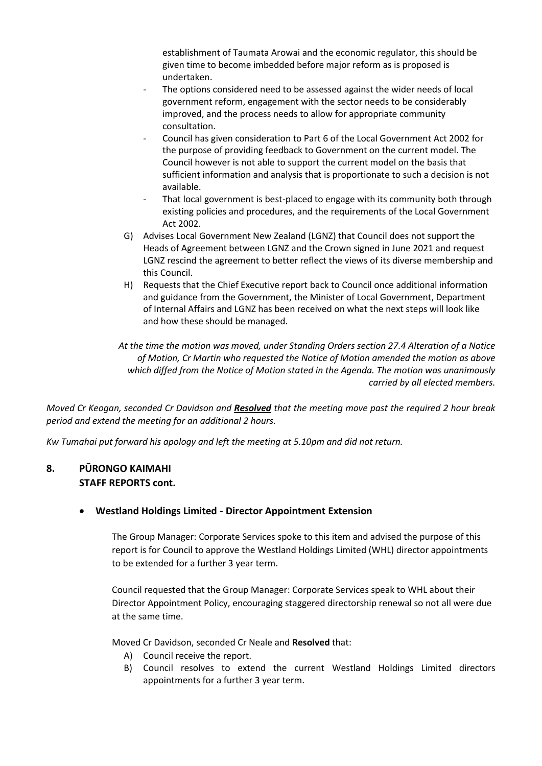establishment of Taumata Arowai and the economic regulator, this should be given time to become imbedded before major reform as is proposed is undertaken.

- The options considered need to be assessed against the wider needs of local government reform, engagement with the sector needs to be considerably improved, and the process needs to allow for appropriate community consultation.
- Council has given consideration to Part 6 of the Local Government Act 2002 for the purpose of providing feedback to Government on the current model. The Council however is not able to support the current model on the basis that sufficient information and analysis that is proportionate to such a decision is not available.
- That local government is best-placed to engage with its community both through existing policies and procedures, and the requirements of the Local Government Act 2002.

G) Advises Local Government New Zealand (LGNZ) that Council does not support the Heads of Agreement between LGNZ and the Crown signed in June 2021 and request LGNZ rescind the agreement to better reflect the views of its diverse membership and this Council.

H) Requests that the Chief Executive report back to Council once additional information and guidance from the Government, the Minister of Local Government, Department of Internal Affairs and LGNZ has been received on what the next steps will look like and how these should be managed.

*At the time the motion was moved, under Standing Orders section 27.4 Alteration of a Notice of Motion, Cr Martin who requested the Notice of Motion amended the motion as above which diffed from the Notice of Motion stated in the Agenda. The motion was unanimously carried by all elected members.*

*Moved Cr Keogan, seconded Cr Davidson and* ***Resolved*** *that the meeting move past the required 2 hour break period and extend the meeting for an additional 2 hours.*

*Kw Tumahai put forward his apology and left the meeting at 5.10pm and did not return.*

## 8. PŪRONGO KAIMAHI STAFF REPORTS cont.

- **Westland Holdings Limited - Director Appointment Extension**

The Group Manager: Corporate Services spoke to this item and advised the purpose of this report is for Council to approve the Westland Holdings Limited (WHL) director appointments to be extended for a further 3 year term.

Council requested that the Group Manager: Corporate Services speak to WHL about their Director Appointment Policy, encouraging staggered directorship renewal so not all were due at the same time.

Moved Cr Davidson, seconded Cr Neale and **Resolved** that:

A) Council receive the report.

B) Council resolves to extend the current Westland Holdings Limited directors appointments for a further 3 year term.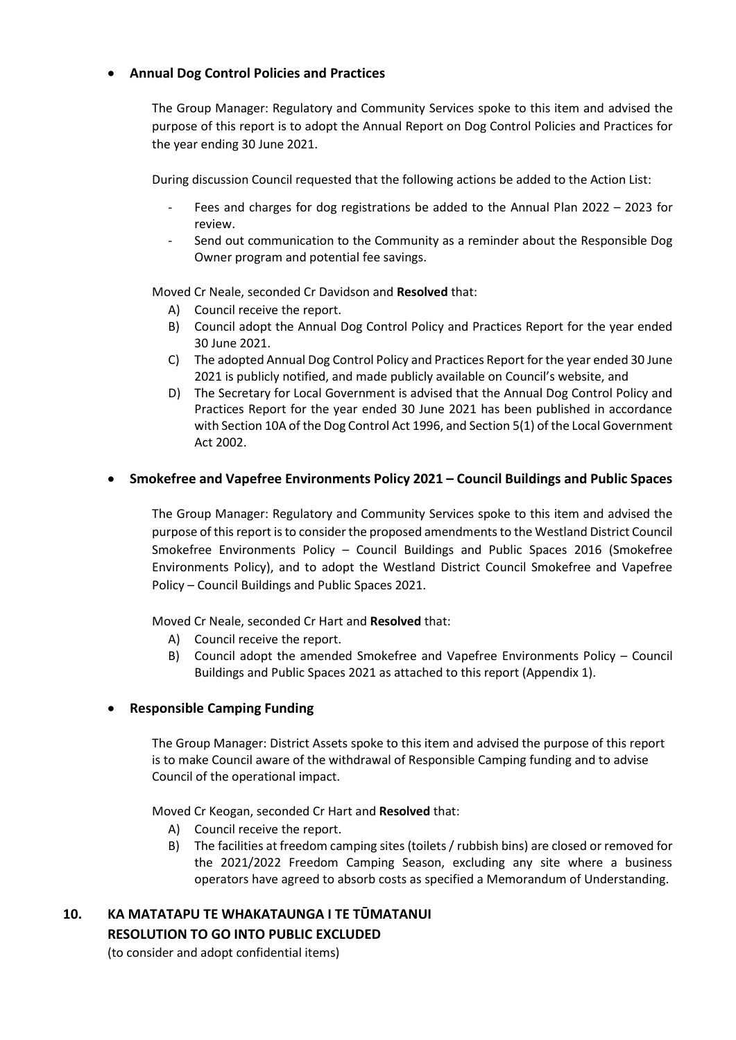- **Annual Dog Control Policies and Practices**

  The Group Manager: Regulatory and Community Services spoke to this item and advised the purpose of this report is to adopt the Annual Report on Dog Control Policies and Practices for the year ending 30 June 2021.

  During discussion Council requested that the following actions be added to the Action List:

  - Fees and charges for dog registrations be added to the Annual Plan 2022 – 2023 for review.
  - Send out communication to the Community as a reminder about the Responsible Dog Owner program and potential fee savings.

  Moved Cr Neale, seconded Cr Davidson and **Resolved** that:

  A) Council receive the report.
  B) Council adopt the Annual Dog Control Policy and Practices Report for the year ended 30 June 2021.
  C) The adopted Annual Dog Control Policy and Practices Report for the year ended 30 June 2021 is publicly notified, and made publicly available on Council's website, and
  D) The Secretary for Local Government is advised that the Annual Dog Control Policy and Practices Report for the year ended 30 June 2021 has been published in accordance with Section 10A of the Dog Control Act 1996, and Section 5(1) of the Local Government Act 2002.

- **Smokefree and Vapefree Environments Policy 2021 – Council Buildings and Public Spaces**

  The Group Manager: Regulatory and Community Services spoke to this item and advised the purpose of this report is to consider the proposed amendments to the Westland District Council Smokefree Environments Policy – Council Buildings and Public Spaces 2016 (Smokefree Environments Policy), and to adopt the Westland District Council Smokefree and Vapefree Policy – Council Buildings and Public Spaces 2021.

  Moved Cr Neale, seconded Cr Hart and **Resolved** that:

  A) Council receive the report.
  B) Council adopt the amended Smokefree and Vapefree Environments Policy – Council Buildings and Public Spaces 2021 as attached to this report (Appendix 1).

- **Responsible Camping Funding**

  The Group Manager: District Assets spoke to this item and advised the purpose of this report is to make Council aware of the withdrawal of Responsible Camping funding and to advise Council of the operational impact.

  Moved Cr Keogan, seconded Cr Hart and **Resolved** that:

  A) Council receive the report.
  B) The facilities at freedom camping sites (toilets / rubbish bins) are closed or removed for the 2021/2022 Freedom Camping Season, excluding any site where a business operators have agreed to absorb costs as specified a Memorandum of Understanding.

## 10. KA MATATAPU TE WHAKATAUNGA I TE TŪMATANUI RESOLUTION TO GO INTO PUBLIC EXCLUDED

(to consider and adopt confidential items)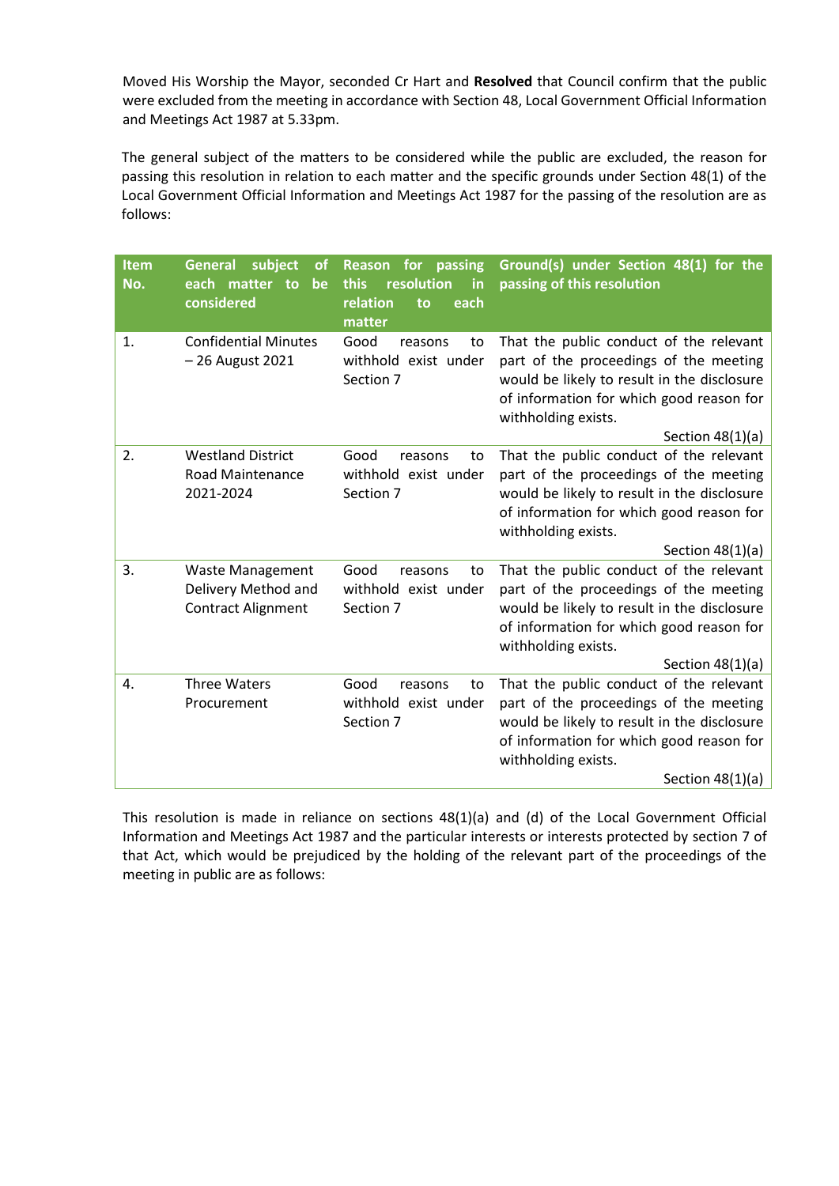Moved His Worship the Mayor, seconded Cr Hart and **Resolved** that Council confirm that the public were excluded from the meeting in accordance with Section 48, Local Government Official Information and Meetings Act 1987 at 5.33pm.

The general subject of the matters to be considered while the public are excluded, the reason for passing this resolution in relation to each matter and the specific grounds under Section 48(1) of the Local Government Official Information and Meetings Act 1987 for the passing of the resolution are as follows:

| Item No. | General subject of each matter to be considered | Reason for passing this resolution in relation to each matter | Ground(s) under Section 48(1) for the passing of this resolution |
|---|---|---|---|
| 1. | Confidential Minutes – 26 August 2021 | Good reasons to withhold exist under Section 7 | That the public conduct of the relevant part of the proceedings of the meeting would be likely to result in the disclosure of information for which good reason for withholding exists. Section 48(1)(a) |
| 2. | Westland District Road Maintenance 2021-2024 | Good reasons to withhold exist under Section 7 | That the public conduct of the relevant part of the proceedings of the meeting would be likely to result in the disclosure of information for which good reason for withholding exists. Section 48(1)(a) |
| 3. | Waste Management Delivery Method and Contract Alignment | Good reasons to withhold exist under Section 7 | That the public conduct of the relevant part of the proceedings of the meeting would be likely to result in the disclosure of information for which good reason for withholding exists. Section 48(1)(a) |
| 4. | Three Waters Procurement | Good reasons to withhold exist under Section 7 | That the public conduct of the relevant part of the proceedings of the meeting would be likely to result in the disclosure of information for which good reason for withholding exists. Section 48(1)(a) |

This resolution is made in reliance on sections 48(1)(a) and (d) of the Local Government Official Information and Meetings Act 1987 and the particular interests or interests protected by section 7 of that Act, which would be prejudiced by the holding of the relevant part of the proceedings of the meeting in public are as follows: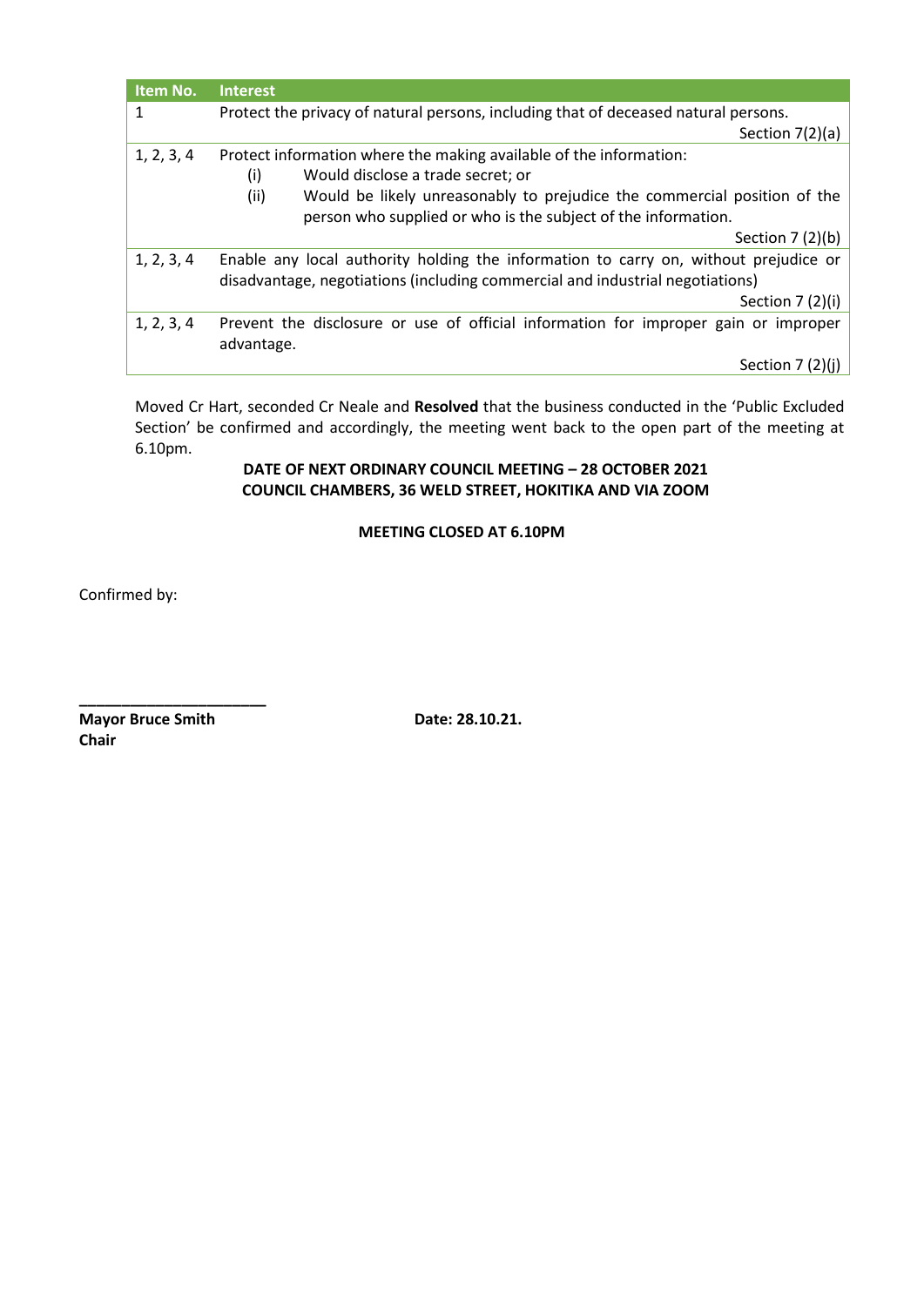| Item No. | Interest |
|---|---|
| 1 | Protect the privacy of natural persons, including that of deceased natural persons. Section 7(2)(a) |
| 1, 2, 3, 4 | Protect information where the making available of the information: (i) Would disclose a trade secret; or (ii) Would be likely unreasonably to prejudice the commercial position of the person who supplied or who is the subject of the information. Section 7 (2)(b) |
| 1, 2, 3, 4 | Enable any local authority holding the information to carry on, without prejudice or disadvantage, negotiations (including commercial and industrial negotiations) Section 7 (2)(i) |
| 1, 2, 3, 4 | Prevent the disclosure or use of official information for improper gain or improper advantage. Section 7 (2)(j) |

Moved Cr Hart, seconded Cr Neale and **Resolved** that the business conducted in the 'Public Excluded Section' be confirmed and accordingly, the meeting went back to the open part of the meeting at 6.10pm.

**DATE OF NEXT ORDINARY COUNCIL MEETING – 28 OCTOBER 2021**
**COUNCIL CHAMBERS, 36 WELD STREET, HOKITIKA AND VIA ZOOM**

**MEETING CLOSED AT 6.10PM**

Confirmed by:

**______________________**

**Mayor Bruce Smith**
**Chair**

**Date: 28.10.21.**